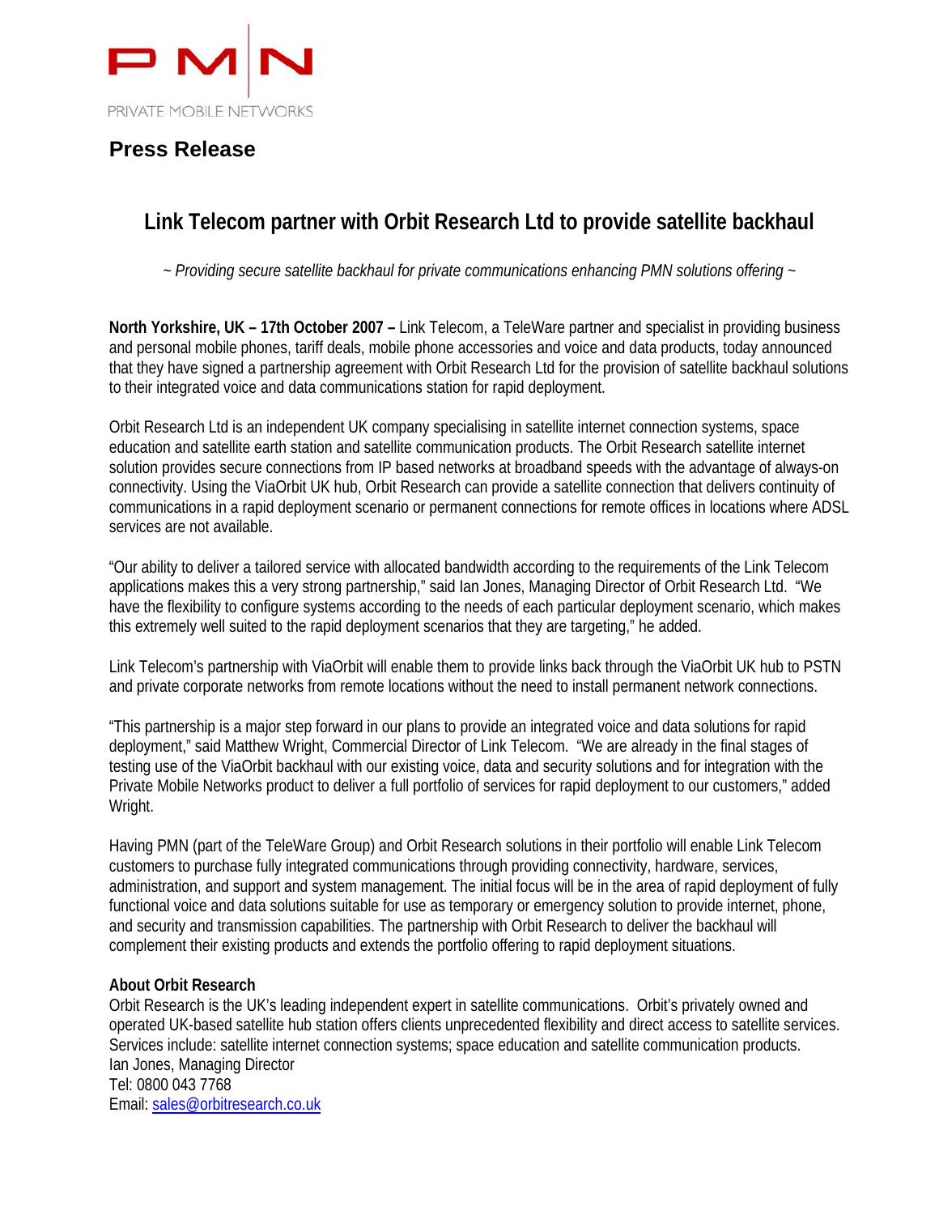PMN

PRIVATE MOBILE NETWORKS

## Press Release

# Link Telecom partner with Orbit Research Ltd to provide satellite backhaul

*~ Providing secure satellite backhaul for private communications enhancing PMN solutions offering ~*

**North Yorkshire, UK – 17th October 2007 –** Link Telecom, a TeleWare partner and specialist in providing business and personal mobile phones, tariff deals, mobile phone accessories and voice and data products, today announced that they have signed a partnership agreement with Orbit Research Ltd for the provision of satellite backhaul solutions to their integrated voice and data communications station for rapid deployment.

Orbit Research Ltd is an independent UK company specialising in satellite internet connection systems, space education and satellite earth station and satellite communication products. The Orbit Research satellite internet solution provides secure connections from IP based networks at broadband speeds with the advantage of always-on connectivity. Using the ViaOrbit UK hub, Orbit Research can provide a satellite connection that delivers continuity of communications in a rapid deployment scenario or permanent connections for remote offices in locations where ADSL services are not available.

"Our ability to deliver a tailored service with allocated bandwidth according to the requirements of the Link Telecom applications makes this a very strong partnership," said Ian Jones, Managing Director of Orbit Research Ltd. "We have the flexibility to configure systems according to the needs of each particular deployment scenario, which makes this extremely well suited to the rapid deployment scenarios that they are targeting," he added.

Link Telecom's partnership with ViaOrbit will enable them to provide links back through the ViaOrbit UK hub to PSTN and private corporate networks from remote locations without the need to install permanent network connections.

"This partnership is a major step forward in our plans to provide an integrated voice and data solutions for rapid deployment," said Matthew Wright, Commercial Director of Link Telecom. "We are already in the final stages of testing use of the ViaOrbit backhaul with our existing voice, data and security solutions and for integration with the Private Mobile Networks product to deliver a full portfolio of services for rapid deployment to our customers," added Wright.

Having PMN (part of the TeleWare Group) and Orbit Research solutions in their portfolio will enable Link Telecom customers to purchase fully integrated communications through providing connectivity, hardware, services, administration, and support and system management. The initial focus will be in the area of rapid deployment of fully functional voice and data solutions suitable for use as temporary or emergency solution to provide internet, phone, and security and transmission capabilities. The partnership with Orbit Research to deliver the backhaul will complement their existing products and extends the portfolio offering to rapid deployment situations.

**About Orbit Research**

Orbit Research is the UK's leading independent expert in satellite communications. Orbit's privately owned and operated UK-based satellite hub station offers clients unprecedented flexibility and direct access to satellite services. Services include: satellite internet connection systems; space education and satellite communication products.
Ian Jones, Managing Director
Tel: 0800 043 7768
Email: sales@orbitresearch.co.uk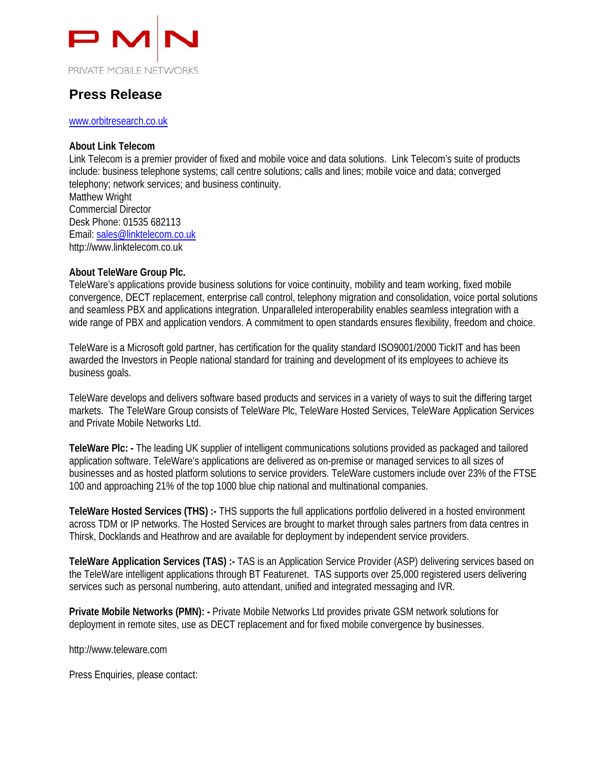PRIVATE MOBILE NETWORKS

## Press Release

www.orbitresearch.co.uk

**About Link Telecom**
Link Telecom is a premier provider of fixed and mobile voice and data solutions. Link Telecom's suite of products include: business telephone systems; call centre solutions; calls and lines; mobile voice and data; converged telephony; network services; and business continuity.
Matthew Wright
Commercial Director
Desk Phone: 01535 682113
Email: sales@linktelecom.co.uk
http://www.linktelecom.co.uk

**About TeleWare Group Plc.**
TeleWare's applications provide business solutions for voice continuity, mobility and team working, fixed mobile convergence, DECT replacement, enterprise call control, telephony migration and consolidation, voice portal solutions and seamless PBX and applications integration. Unparalleled interoperability enables seamless integration with a wide range of PBX and application vendors. A commitment to open standards ensures flexibility, freedom and choice.

TeleWare is a Microsoft gold partner, has certification for the quality standard ISO9001/2000 TickIT and has been awarded the Investors in People national standard for training and development of its employees to achieve its business goals.

TeleWare develops and delivers software based products and services in a variety of ways to suit the differing target markets. The TeleWare Group consists of TeleWare Plc, TeleWare Hosted Services, TeleWare Application Services and Private Mobile Networks Ltd.

**TeleWare Plc: -** The leading UK supplier of intelligent communications solutions provided as packaged and tailored application software. TeleWare's applications are delivered as on-premise or managed services to all sizes of businesses and as hosted platform solutions to service providers. TeleWare customers include over 23% of the FTSE 100 and approaching 21% of the top 1000 blue chip national and multinational companies.

**TeleWare Hosted Services (THS) :-** THS supports the full applications portfolio delivered in a hosted environment across TDM or IP networks. The Hosted Services are brought to market through sales partners from data centres in Thirsk, Docklands and Heathrow and are available for deployment by independent service providers.

**TeleWare Application Services (TAS) :-** TAS is an Application Service Provider (ASP) delivering services based on the TeleWare intelligent applications through BT Featurenet. TAS supports over 25,000 registered users delivering services such as personal numbering, auto attendant, unified and integrated messaging and IVR.

**Private Mobile Networks (PMN): -** Private Mobile Networks Ltd provides private GSM network solutions for deployment in remote sites, use as DECT replacement and for fixed mobile convergence by businesses.

http://www.teleware.com

Press Enquiries, please contact: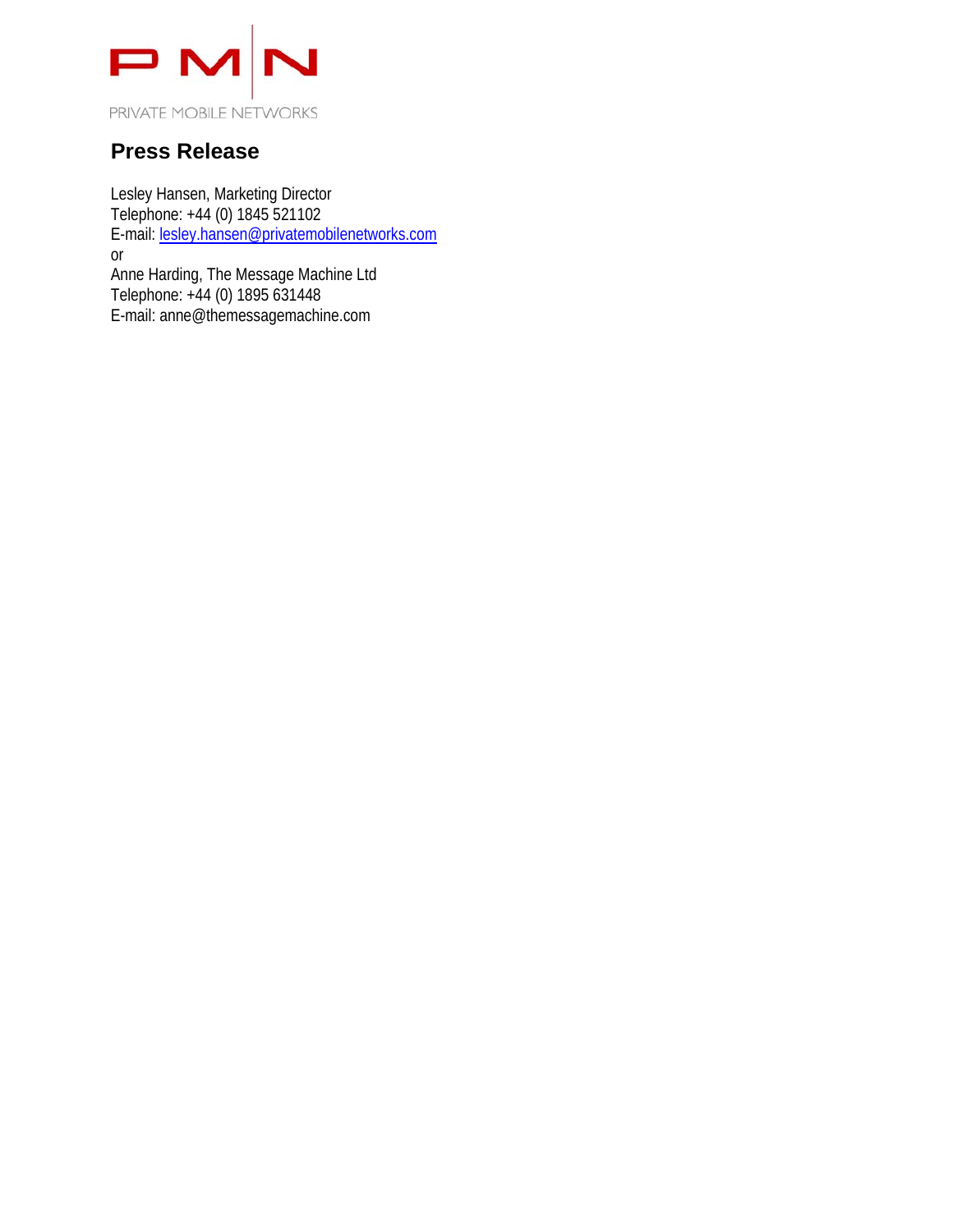PMN

PRIVATE MOBILE NETWORKS

## Press Release

Lesley Hansen, Marketing Director
Telephone: +44 (0) 1845 521102
E-mail: lesley.hansen@privatemobilenetworks.com
or
Anne Harding, The Message Machine Ltd
Telephone: +44 (0) 1895 631448
E-mail: anne@themessagemachine.com